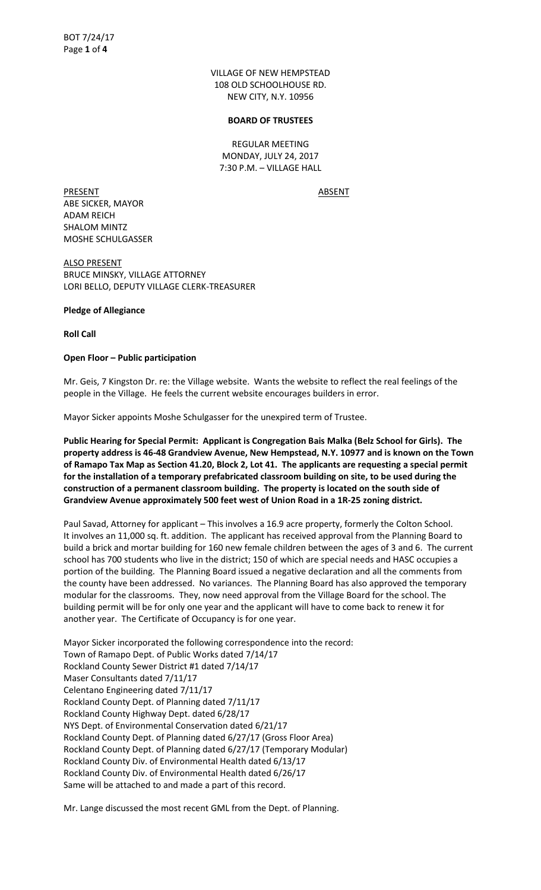VILLAGE OF NEW HEMPSTEAD
108 OLD SCHOOLHOUSE RD.
NEW CITY, N.Y. 10956

**BOARD OF TRUSTEES**

REGULAR MEETING
MONDAY, JULY 24, 2017
7:30 P.M. – VILLAGE HALL

| PRESENT | ABSENT |
|---|---|
| ABE SICKER, MAYOR | |
| ADAM REICH | |
| SHALOM MINTZ | |
| MOSHE SCHULGASSER | |

ALSO PRESENT
BRUCE MINSKY, VILLAGE ATTORNEY
LORI BELLO, DEPUTY VILLAGE CLERK-TREASURER

**Pledge of Allegiance**

**Roll Call**

**Open Floor – Public participation**

Mr. Geis, 7 Kingston Dr. re: the Village website. Wants the website to reflect the real feelings of the people in the Village. He feels the current website encourages builders in error.

Mayor Sicker appoints Moshe Schulgasser for the unexpired term of Trustee.

**Public Hearing for Special Permit: Applicant is Congregation Bais Malka (Belz School for Girls). The property address is 46-48 Grandview Avenue, New Hempstead, N.Y. 10977 and is known on the Town of Ramapo Tax Map as Section 41.20, Block 2, Lot 41. The applicants are requesting a special permit for the installation of a temporary prefabricated classroom building on site, to be used during the construction of a permanent classroom building. The property is located on the south side of Grandview Avenue approximately 500 feet west of Union Road in a 1R-25 zoning district.**

Paul Savad, Attorney for applicant – This involves a 16.9 acre property, formerly the Colton School. It involves an 11,000 sq. ft. addition. The applicant has received approval from the Planning Board to build a brick and mortar building for 160 new female children between the ages of 3 and 6. The current school has 700 students who live in the district; 150 of which are special needs and HASC occupies a portion of the building. The Planning Board issued a negative declaration and all the comments from the county have been addressed. No variances. The Planning Board has also approved the temporary modular for the classrooms. They, now need approval from the Village Board for the school. The building permit will be for only one year and the applicant will have to come back to renew it for another year. The Certificate of Occupancy is for one year.

Mayor Sicker incorporated the following correspondence into the record:
Town of Ramapo Dept. of Public Works dated 7/14/17
Rockland County Sewer District #1 dated 7/14/17
Maser Consultants dated 7/11/17
Celentano Engineering dated 7/11/17
Rockland County Dept. of Planning dated 7/11/17
Rockland County Highway Dept. dated 6/28/17
NYS Dept. of Environmental Conservation dated 6/21/17
Rockland County Dept. of Planning dated 6/27/17 (Gross Floor Area)
Rockland County Dept. of Planning dated 6/27/17 (Temporary Modular)
Rockland County Div. of Environmental Health dated 6/13/17
Rockland County Div. of Environmental Health dated 6/26/17
Same will be attached to and made a part of this record.

Mr. Lange discussed the most recent GML from the Dept. of Planning.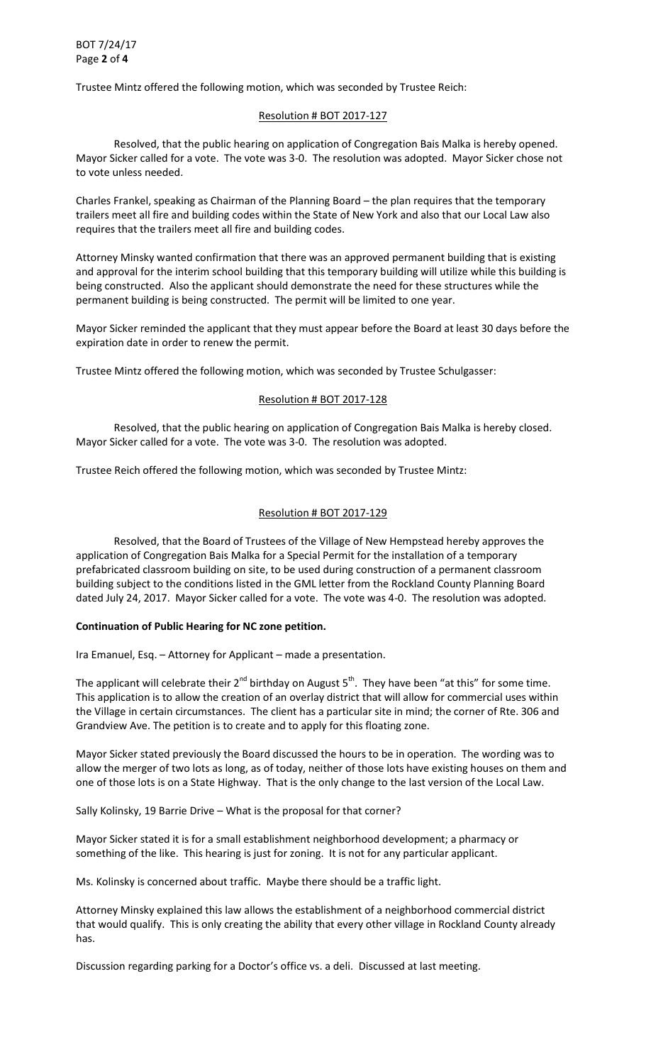Trustee Mintz offered the following motion, which was seconded by Trustee Reich:

Resolution # BOT 2017-127

Resolved, that the public hearing on application of Congregation Bais Malka is hereby opened. Mayor Sicker called for a vote. The vote was 3-0. The resolution was adopted. Mayor Sicker chose not to vote unless needed.

Charles Frankel, speaking as Chairman of the Planning Board – the plan requires that the temporary trailers meet all fire and building codes within the State of New York and also that our Local Law also requires that the trailers meet all fire and building codes.

Attorney Minsky wanted confirmation that there was an approved permanent building that is existing and approval for the interim school building that this temporary building will utilize while this building is being constructed. Also the applicant should demonstrate the need for these structures while the permanent building is being constructed. The permit will be limited to one year.

Mayor Sicker reminded the applicant that they must appear before the Board at least 30 days before the expiration date in order to renew the permit.

Trustee Mintz offered the following motion, which was seconded by Trustee Schulgasser:

Resolution # BOT 2017-128

Resolved, that the public hearing on application of Congregation Bais Malka is hereby closed. Mayor Sicker called for a vote. The vote was 3-0. The resolution was adopted.

Trustee Reich offered the following motion, which was seconded by Trustee Mintz:

Resolution # BOT 2017-129

Resolved, that the Board of Trustees of the Village of New Hempstead hereby approves the application of Congregation Bais Malka for a Special Permit for the installation of a temporary prefabricated classroom building on site, to be used during construction of a permanent classroom building subject to the conditions listed in the GML letter from the Rockland County Planning Board dated July 24, 2017. Mayor Sicker called for a vote. The vote was 4-0. The resolution was adopted.

**Continuation of Public Hearing for NC zone petition.**

Ira Emanuel, Esq. – Attorney for Applicant – made a presentation.

The applicant will celebrate their 2nd birthday on August 5th. They have been "at this" for some time. This application is to allow the creation of an overlay district that will allow for commercial uses within the Village in certain circumstances. The client has a particular site in mind; the corner of Rte. 306 and Grandview Ave. The petition is to create and to apply for this floating zone.

Mayor Sicker stated previously the Board discussed the hours to be in operation. The wording was to allow the merger of two lots as long, as of today, neither of those lots have existing houses on them and one of those lots is on a State Highway. That is the only change to the last version of the Local Law.

Sally Kolinsky, 19 Barrie Drive – What is the proposal for that corner?

Mayor Sicker stated it is for a small establishment neighborhood development; a pharmacy or something of the like. This hearing is just for zoning. It is not for any particular applicant.

Ms. Kolinsky is concerned about traffic. Maybe there should be a traffic light.

Attorney Minsky explained this law allows the establishment of a neighborhood commercial district that would qualify. This is only creating the ability that every other village in Rockland County already has.

Discussion regarding parking for a Doctor's office vs. a deli. Discussed at last meeting.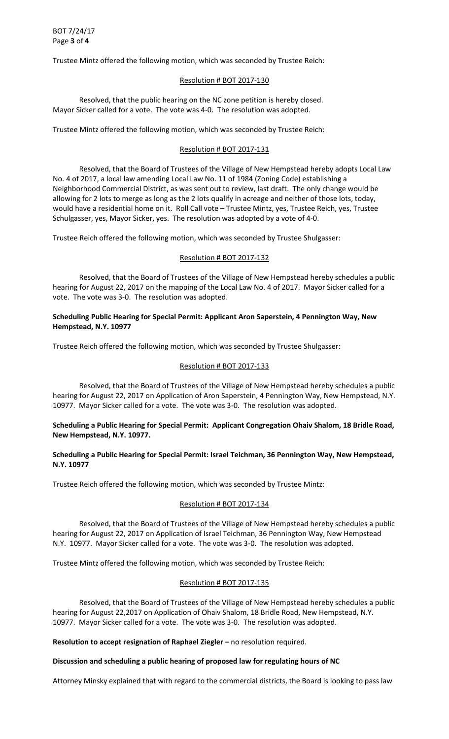Trustee Mintz offered the following motion, which was seconded by Trustee Reich:

Resolution # BOT 2017-130

Resolved, that the public hearing on the NC zone petition is hereby closed. Mayor Sicker called for a vote. The vote was 4-0. The resolution was adopted.

Trustee Mintz offered the following motion, which was seconded by Trustee Reich:

Resolution # BOT 2017-131

Resolved, that the Board of Trustees of the Village of New Hempstead hereby adopts Local Law No. 4 of 2017, a local law amending Local Law No. 11 of 1984 (Zoning Code) establishing a Neighborhood Commercial District, as was sent out to review, last draft. The only change would be allowing for 2 lots to merge as long as the 2 lots qualify in acreage and neither of those lots, today, would have a residential home on it. Roll Call vote – Trustee Mintz, yes, Trustee Reich, yes, Trustee Schulgasser, yes, Mayor Sicker, yes. The resolution was adopted by a vote of 4-0.

Trustee Reich offered the following motion, which was seconded by Trustee Shulgasser:

Resolution # BOT 2017-132

Resolved, that the Board of Trustees of the Village of New Hempstead hereby schedules a public hearing for August 22, 2017 on the mapping of the Local Law No. 4 of 2017. Mayor Sicker called for a vote. The vote was 3-0. The resolution was adopted.

**Scheduling Public Hearing for Special Permit: Applicant Aron Saperstein, 4 Pennington Way, New Hempstead, N.Y. 10977**

Trustee Reich offered the following motion, which was seconded by Trustee Shulgasser:

Resolution # BOT 2017-133

Resolved, that the Board of Trustees of the Village of New Hempstead hereby schedules a public hearing for August 22, 2017 on Application of Aron Saperstein, 4 Pennington Way, New Hempstead, N.Y. 10977. Mayor Sicker called for a vote. The vote was 3-0. The resolution was adopted.

**Scheduling a Public Hearing for Special Permit: Applicant Congregation Ohaiv Shalom, 18 Bridle Road, New Hempstead, N.Y. 10977.**

**Scheduling a Public Hearing for Special Permit: Israel Teichman, 36 Pennington Way, New Hempstead, N.Y. 10977**

Trustee Reich offered the following motion, which was seconded by Trustee Mintz:

Resolution # BOT 2017-134

Resolved, that the Board of Trustees of the Village of New Hempstead hereby schedules a public hearing for August 22, 2017 on Application of Israel Teichman, 36 Pennington Way, New Hempstead N.Y. 10977. Mayor Sicker called for a vote. The vote was 3-0. The resolution was adopted.

Trustee Mintz offered the following motion, which was seconded by Trustee Reich:

Resolution # BOT 2017-135

Resolved, that the Board of Trustees of the Village of New Hempstead hereby schedules a public hearing for August 22,2017 on Application of Ohaiv Shalom, 18 Bridle Road, New Hempstead, N.Y. 10977. Mayor Sicker called for a vote. The vote was 3-0. The resolution was adopted.

**Resolution to accept resignation of Raphael Ziegler –** no resolution required.

**Discussion and scheduling a public hearing of proposed law for regulating hours of NC**

Attorney Minsky explained that with regard to the commercial districts, the Board is looking to pass law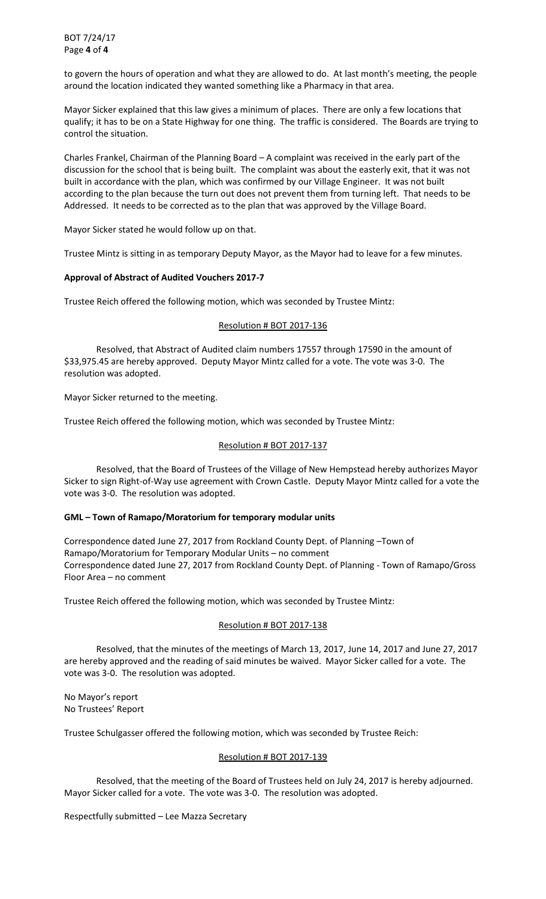to govern the hours of operation and what they are allowed to do. At last month's meeting, the people around the location indicated they wanted something like a Pharmacy in that area.

Mayor Sicker explained that this law gives a minimum of places. There are only a few locations that qualify; it has to be on a State Highway for one thing. The traffic is considered. The Boards are trying to control the situation.

Charles Frankel, Chairman of the Planning Board – A complaint was received in the early part of the discussion for the school that is being built. The complaint was about the easterly exit, that it was not built in accordance with the plan, which was confirmed by our Village Engineer. It was not built according to the plan because the turn out does not prevent them from turning left. That needs to be Addressed. It needs to be corrected as to the plan that was approved by the Village Board.

Mayor Sicker stated he would follow up on that.

Trustee Mintz is sitting in as temporary Deputy Mayor, as the Mayor had to leave for a few minutes.

**Approval of Abstract of Audited Vouchers 2017-7**

Trustee Reich offered the following motion, which was seconded by Trustee Mintz:

Resolution # BOT 2017-136

Resolved, that Abstract of Audited claim numbers 17557 through 17590 in the amount of $33,975.45 are hereby approved. Deputy Mayor Mintz called for a vote. The vote was 3-0. The resolution was adopted.

Mayor Sicker returned to the meeting.

Trustee Reich offered the following motion, which was seconded by Trustee Mintz:

Resolution # BOT 2017-137

Resolved, that the Board of Trustees of the Village of New Hempstead hereby authorizes Mayor Sicker to sign Right-of-Way use agreement with Crown Castle. Deputy Mayor Mintz called for a vote the vote was 3-0. The resolution was adopted.

**GML – Town of Ramapo/Moratorium for temporary modular units**

Correspondence dated June 27, 2017 from Rockland County Dept. of Planning –Town of Ramapo/Moratorium for Temporary Modular Units – no comment
Correspondence dated June 27, 2017 from Rockland County Dept. of Planning - Town of Ramapo/Gross Floor Area – no comment

Trustee Reich offered the following motion, which was seconded by Trustee Mintz:

Resolution # BOT 2017-138

Resolved, that the minutes of the meetings of March 13, 2017, June 14, 2017 and June 27, 2017 are hereby approved and the reading of said minutes be waived. Mayor Sicker called for a vote. The vote was 3-0. The resolution was adopted.

No Mayor's report
No Trustees' Report

Trustee Schulgasser offered the following motion, which was seconded by Trustee Reich:

Resolution # BOT 2017-139

Resolved, that the meeting of the Board of Trustees held on July 24, 2017 is hereby adjourned. Mayor Sicker called for a vote. The vote was 3-0. The resolution was adopted.

Respectfully submitted – Lee Mazza Secretary